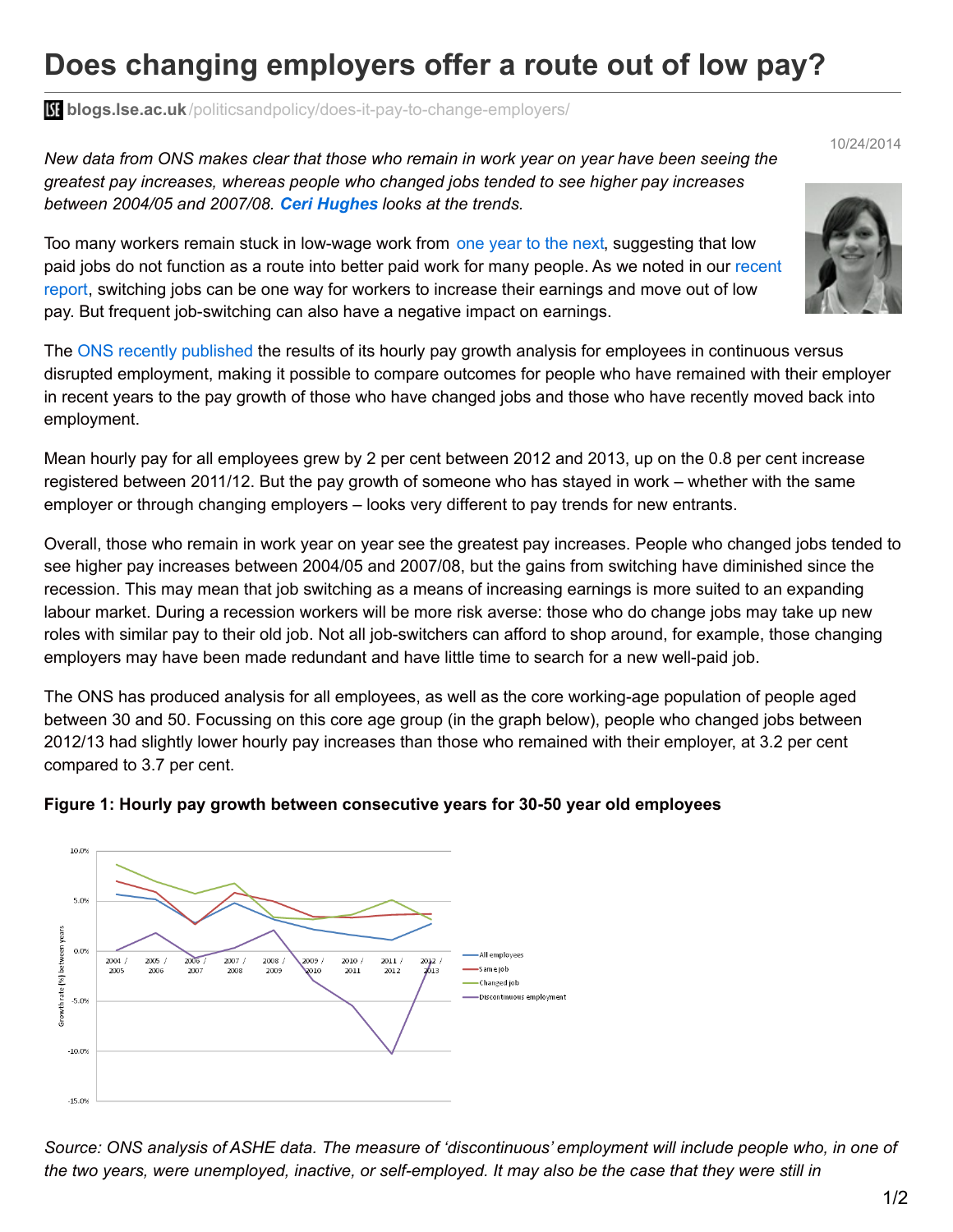# Does changing employers offer a route out of low pay?

**blogs.lse.ac.uk**/politicsandpolicy/does-it-pay-to-change-employers/

10/24/2014

*New data from ONS makes clear that those who remain in work year on year have been seeing the greatest pay increases, whereas people who changed jobs tended to see higher pay increases between 2004/05 and 2007/08. **Ceri Hughes** looks at the trends.*

Too many workers remain stuck in low-wage work from one year to the next, suggesting that low paid jobs do not function as a route into better paid work for many people. As we noted in our recent report, switching jobs can be one way for workers to increase their earnings and move out of low pay. But frequent job-switching can also have a negative impact on earnings.

The ONS recently published the results of its hourly pay growth analysis for employees in continuous versus disrupted employment, making it possible to compare outcomes for people who have remained with their employer in recent years to the pay growth of those who have changed jobs and those who have recently moved back into employment.

Mean hourly pay for all employees grew by 2 per cent between 2012 and 2013, up on the 0.8 per cent increase registered between 2011/12. But the pay growth of someone who has stayed in work – whether with the same employer or through changing employers – looks very different to pay trends for new entrants.

Overall, those who remain in work year on year see the greatest pay increases. People who changed jobs tended to see higher pay increases between 2004/05 and 2007/08, but the gains from switching have diminished since the recession. This may mean that job switching as a means of increasing earnings is more suited to an expanding labour market. During a recession workers will be more risk averse: those who do change jobs may take up new roles with similar pay to their old job. Not all job-switchers can afford to shop around, for example, those changing employers may have been made redundant and have little time to search for a new well-paid job.

The ONS has produced analysis for all employees, as well as the core working-age population of people aged between 30 and 50. Focussing on this core age group (in the graph below), people who changed jobs between 2012/13 had slightly lower hourly pay increases than those who remained with their employer, at 3.2 per cent compared to 3.7 per cent.

**Figure 1: Hourly pay growth between consecutive years for 30-50 year old employees**

*Source: ONS analysis of ASHE data. The measure of 'discontinuous' employment will include people who, in one of the two years, were unemployed, inactive, or self-employed. It may also be the case that they were still in*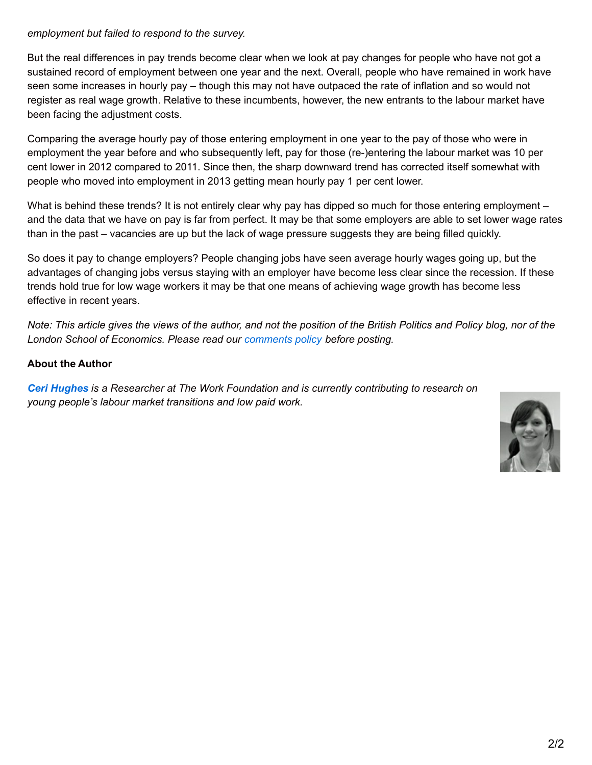*employment but failed to respond to the survey.*

But the real differences in pay trends become clear when we look at pay changes for people who have not got a sustained record of employment between one year and the next. Overall, people who have remained in work have seen some increases in hourly pay – though this may not have outpaced the rate of inflation and so would not register as real wage growth. Relative to these incumbents, however, the new entrants to the labour market have been facing the adjustment costs.

Comparing the average hourly pay of those entering employment in one year to the pay of those who were in employment the year before and who subsequently left, pay for those (re-)entering the labour market was 10 per cent lower in 2012 compared to 2011. Since then, the sharp downward trend has corrected itself somewhat with people who moved into employment in 2013 getting mean hourly pay 1 per cent lower.

What is behind these trends? It is not entirely clear why pay has dipped so much for those entering employment – and the data that we have on pay is far from perfect. It may be that some employers are able to set lower wage rates than in the past – vacancies are up but the lack of wage pressure suggests they are being filled quickly.

So does it pay to change employers? People changing jobs have seen average hourly wages going up, but the advantages of changing jobs versus staying with an employer have become less clear since the recession. If these trends hold true for low wage workers it may be that one means of achieving wage growth has become less effective in recent years.

*Note: This article gives the views of the author, and not the position of the British Politics and Policy blog, nor of the London School of Economics. Please read our comments policy before posting.*

**About the Author**

***Ceri Hughes*** *is a Researcher at The Work Foundation and is currently contributing to research on young people's labour market transitions and low paid work.*